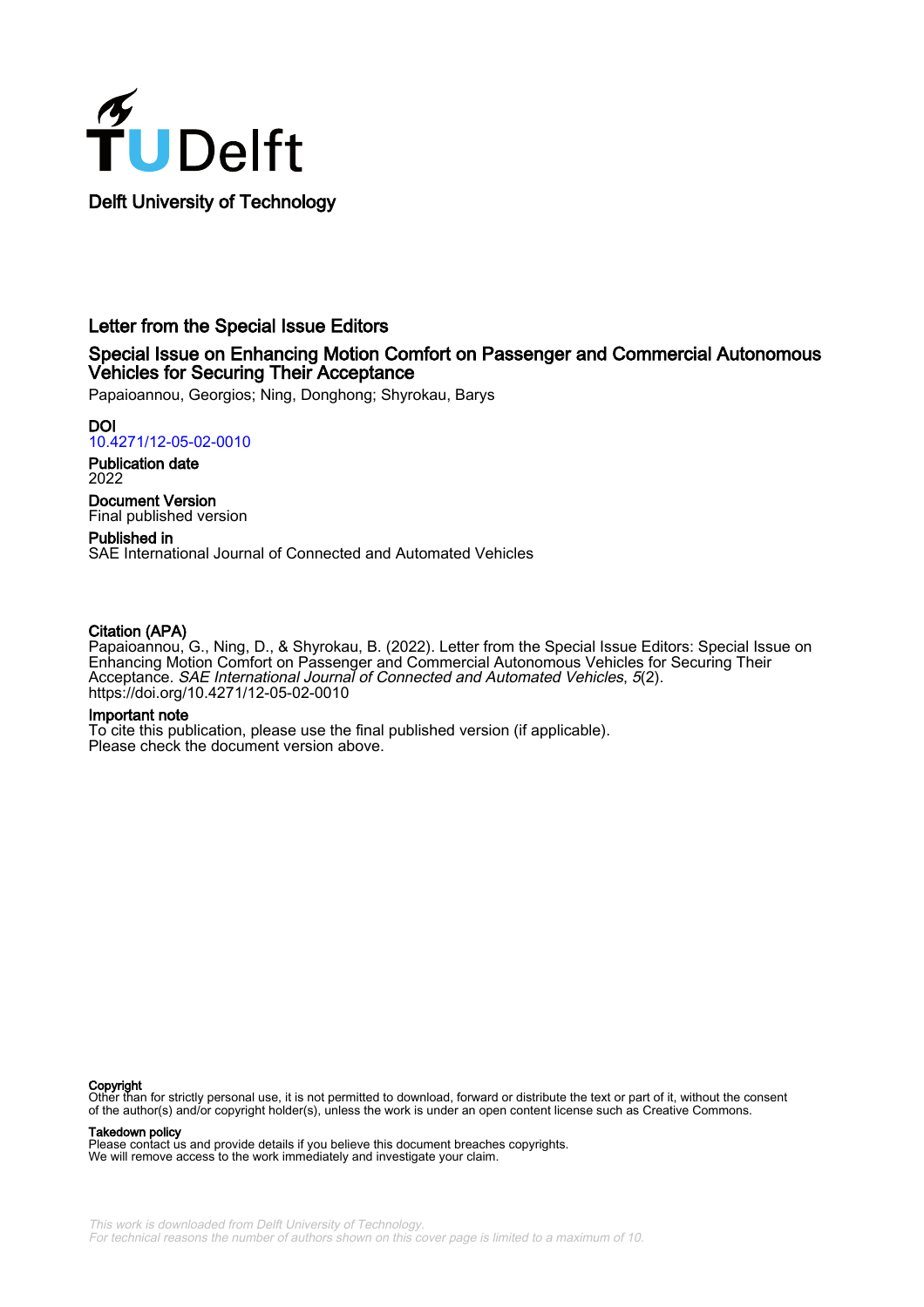Delft University of Technology

# Letter from the Special Issue Editors

## Special Issue on Enhancing Motion Comfort on Passenger and Commercial Autonomous Vehicles for Securing Their Acceptance

Papaioannou, Georgios; Ning, Donghong; Shyrokau, Barys

**DOI**
10.4271/12-05-02-0010

**Publication date**
2022

**Document Version**
Final published version

**Published in**
SAE International Journal of Connected and Automated Vehicles

**Citation (APA)**
Papaioannou, G., Ning, D., & Shyrokau, B. (2022). Letter from the Special Issue Editors: Special Issue on Enhancing Motion Comfort on Passenger and Commercial Autonomous Vehicles for Securing Their Acceptance. *SAE International Journal of Connected and Automated Vehicles*, *5*(2). https://doi.org/10.4271/12-05-02-0010

**Important note**
To cite this publication, please use the final published version (if applicable). Please check the document version above.

**Copyright**
Other than for strictly personal use, it is not permitted to download, forward or distribute the text or part of it, without the consent of the author(s) and/or copyright holder(s), unless the work is under an open content license such as Creative Commons.

**Takedown policy**
Please contact us and provide details if you believe this document breaches copyrights. We will remove access to the work immediately and investigate your claim.

*This work is downloaded from Delft University of Technology.*
*For technical reasons the number of authors shown on this cover page is limited to a maximum of 10.*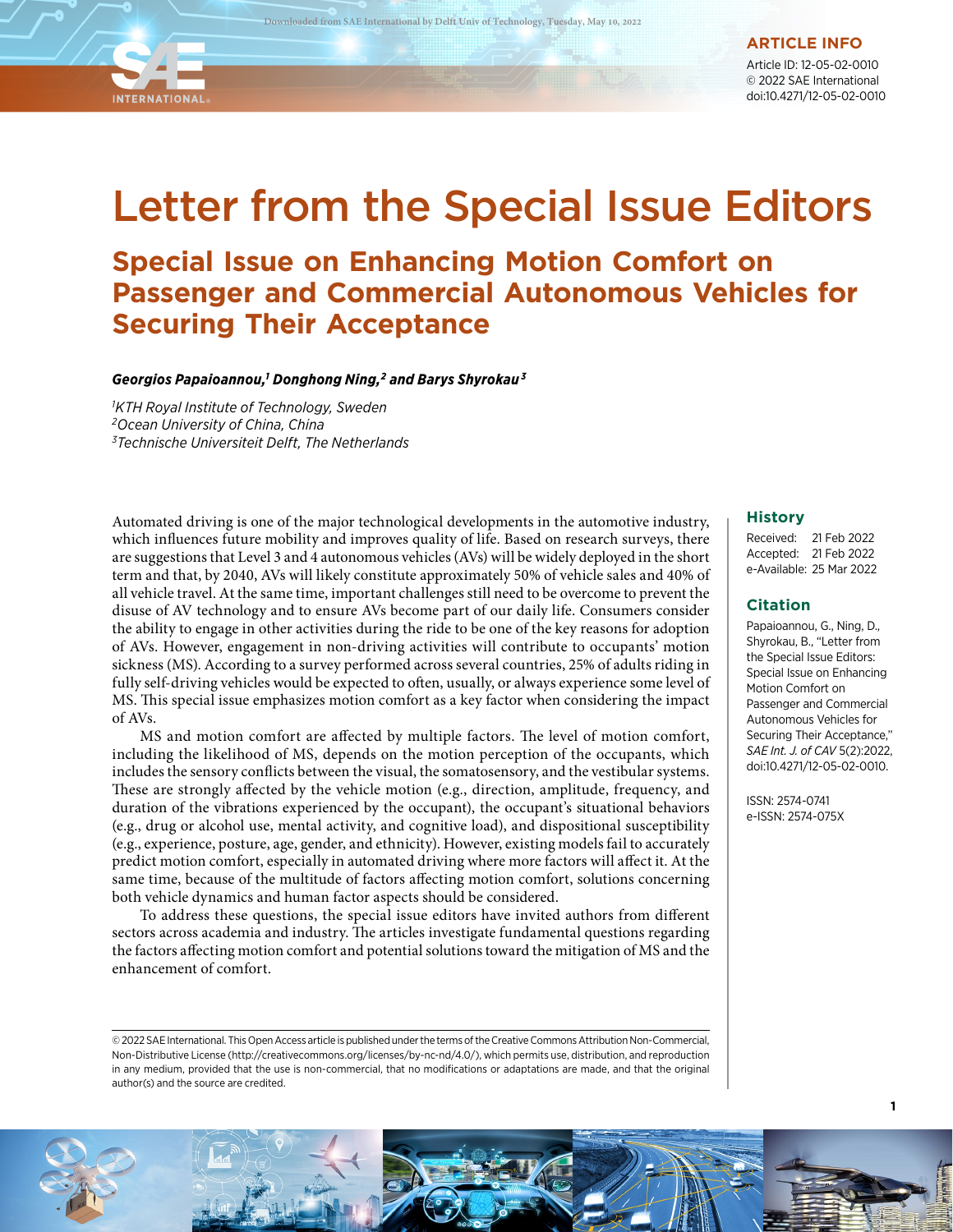# Letter from the Special Issue Editors

## Special Issue on Enhancing Motion Comfort on Passenger and Commercial Autonomous Vehicles for Securing Their Acceptance

***Georgios Papaioannou,[1] Donghong Ning,[2] and Barys Shyrokau[3]***

*[1]KTH Royal Institute of Technology, Sweden*
*[2]Ocean University of China, China*
*[3]Technische Universiteit Delft, The Netherlands*

**ARTICLE INFO**

Article ID: 12-05-02-0010
© 2022 SAE International
doi:10.4271/12-05-02-0010

Automated driving is one of the major technological developments in the automotive industry, which influences future mobility and improves quality of life. Based on research surveys, there are suggestions that Level 3 and 4 autonomous vehicles (AVs) will be widely deployed in the short term and that, by 2040, AVs will likely constitute approximately 50% of vehicle sales and 40% of all vehicle travel. At the same time, important challenges still need to be overcome to prevent the disuse of AV technology and to ensure AVs become part of our daily life. Consumers consider the ability to engage in other activities during the ride to be one of the key reasons for adoption of AVs. However, engagement in non-driving activities will contribute to occupants' motion sickness (MS). According to a survey performed across several countries, 25% of adults riding in fully self-driving vehicles would be expected to often, usually, or always experience some level of MS. This special issue emphasizes motion comfort as a key factor when considering the impact of AVs.

MS and motion comfort are affected by multiple factors. The level of motion comfort, including the likelihood of MS, depends on the motion perception of the occupants, which includes the sensory conflicts between the visual, the somatosensory, and the vestibular systems. These are strongly affected by the vehicle motion (e.g., direction, amplitude, frequency, and duration of the vibrations experienced by the occupant), the occupant's situational behaviors (e.g., drug or alcohol use, mental activity, and cognitive load), and dispositional susceptibility (e.g., experience, posture, age, gender, and ethnicity). However, existing models fail to accurately predict motion comfort, especially in automated driving where more factors will affect it. At the same time, because of the multitude of factors affecting motion comfort, solutions concerning both vehicle dynamics and human factor aspects should be considered.

To address these questions, the special issue editors have invited authors from different sectors across academia and industry. The articles investigate fundamental questions regarding the factors affecting motion comfort and potential solutions toward the mitigation of MS and the enhancement of comfort.

**History**

Received: 21 Feb 2022
Accepted: 21 Feb 2022
e-Available: 25 Mar 2022

**Citation**

Papaioannou, G., Ning, D., Shyrokau, B., "Letter from the Special Issue Editors: Special Issue on Enhancing Motion Comfort on Passenger and Commercial Autonomous Vehicles for Securing Their Acceptance," *SAE Int. J. of CAV* 5(2):2022, doi:10.4271/12-05-02-0010.

ISSN: 2574-0741
e-ISSN: 2574-075X

© 2022 SAE International. This Open Access article is published under the terms of the Creative Commons Attribution Non-Commercial, Non-Distributive License (http://creativecommons.org/licenses/by-nc-nd/4.0/), which permits use, distribution, and reproduction in any medium, provided that the use is non-commercial, that no modifications or adaptations are made, and that the original author(s) and the source are credited.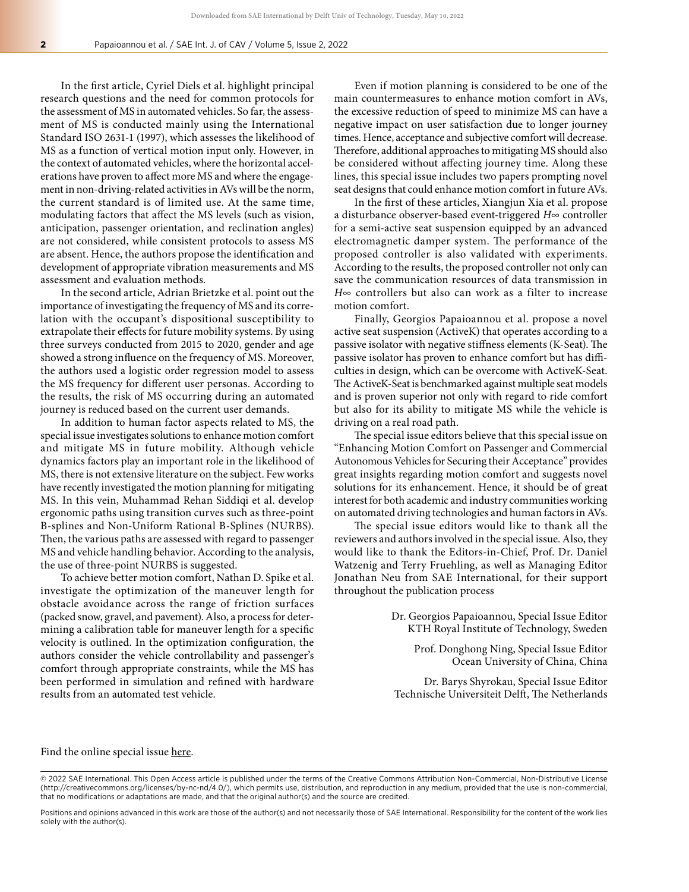In the first article, Cyriel Diels et al. highlight principal research questions and the need for common protocols for the assessment of MS in automated vehicles. So far, the assessment of MS is conducted mainly using the International Standard ISO 2631-1 (1997), which assesses the likelihood of MS as a function of vertical motion input only. However, in the context of automated vehicles, where the horizontal accelerations have proven to affect more MS and where the engagement in non-driving-related activities in AVs will be the norm, the current standard is of limited use. At the same time, modulating factors that affect the MS levels (such as vision, anticipation, passenger orientation, and reclination angles) are not considered, while consistent protocols to assess MS are absent. Hence, the authors propose the identification and development of appropriate vibration measurements and MS assessment and evaluation methods.

In the second article, Adrian Brietzke et al. point out the importance of investigating the frequency of MS and its correlation with the occupant's dispositional susceptibility to extrapolate their effects for future mobility systems. By using three surveys conducted from 2015 to 2020, gender and age showed a strong influence on the frequency of MS. Moreover, the authors used a logistic order regression model to assess the MS frequency for different user personas. According to the results, the risk of MS occurring during an automated journey is reduced based on the current user demands.

In addition to human factor aspects related to MS, the special issue investigates solutions to enhance motion comfort and mitigate MS in future mobility. Although vehicle dynamics factors play an important role in the likelihood of MS, there is not extensive literature on the subject. Few works have recently investigated the motion planning for mitigating MS. In this vein, Muhammad Rehan Siddiqi et al. develop ergonomic paths using transition curves such as three-point B-splines and Non-Uniform Rational B-Splines (NURBS). Then, the various paths are assessed with regard to passenger MS and vehicle handling behavior. According to the analysis, the use of three-point NURBS is suggested.

To achieve better motion comfort, Nathan D. Spike et al. investigate the optimization of the maneuver length for obstacle avoidance across the range of friction surfaces (packed snow, gravel, and pavement). Also, a process for determining a calibration table for maneuver length for a specific velocity is outlined. In the optimization configuration, the authors consider the vehicle controllability and passenger's comfort through appropriate constraints, while the MS has been performed in simulation and refined with hardware results from an automated test vehicle.

Even if motion planning is considered to be one of the main countermeasures to enhance motion comfort in AVs, the excessive reduction of speed to minimize MS can have a negative impact on user satisfaction due to longer journey times. Hence, acceptance and subjective comfort will decrease. Therefore, additional approaches to mitigating MS should also be considered without affecting journey time. Along these lines, this special issue includes two papers prompting novel seat designs that could enhance motion comfort in future AVs.

In the first of these articles, Xiangjun Xia et al. propose a disturbance observer-based event-triggered $H\infty$ controller for a semi-active seat suspension equipped by an advanced electromagnetic damper system. The performance of the proposed controller is also validated with experiments. According to the results, the proposed controller not only can save the communication resources of data transmission in $H\infty$ controllers but also can work as a filter to increase motion comfort.

Finally, Georgios Papaioannou et al. propose a novel active seat suspension (ActiveK) that operates according to a passive isolator with negative stiffness elements (K-Seat). The passive isolator has proven to enhance comfort but has difficulties in design, which can be overcome with ActiveK-Seat. The ActiveK-Seat is benchmarked against multiple seat models and is proven superior not only with regard to ride comfort but also for its ability to mitigate MS while the vehicle is driving on a real road path.

The special issue editors believe that this special issue on "Enhancing Motion Comfort on Passenger and Commercial Autonomous Vehicles for Securing their Acceptance" provides great insights regarding motion comfort and suggests novel solutions for its enhancement. Hence, it should be of great interest for both academic and industry communities working on automated driving technologies and human factors in AVs.

The special issue editors would like to thank all the reviewers and authors involved in the special issue. Also, they would like to thank the Editors-in-Chief, Prof. Dr. Daniel Watzenig and Terry Fruehling, as well as Managing Editor Jonathan Neu from SAE International, for their support throughout the publication process

Dr. Georgios Papaioannou, Special Issue Editor
KTH Royal Institute of Technology, Sweden

Prof. Donghong Ning, Special Issue Editor
Ocean University of China, China

Dr. Barys Shyrokau, Special Issue Editor
Technische Universiteit Delft, The Netherlands

Find the online special issue here.

© 2022 SAE International. This Open Access article is published under the terms of the Creative Commons Attribution Non-Commercial, Non-Distributive License (http://creativecommons.org/licenses/by-nc-nd/4.0/), which permits use, distribution, and reproduction in any medium, provided that the use is non-commercial, that no modifications or adaptations are made, and that the original author(s) and the source are credited.

Positions and opinions advanced in this work are those of the author(s) and not necessarily those of SAE International. Responsibility for the content of the work lies solely with the author(s).